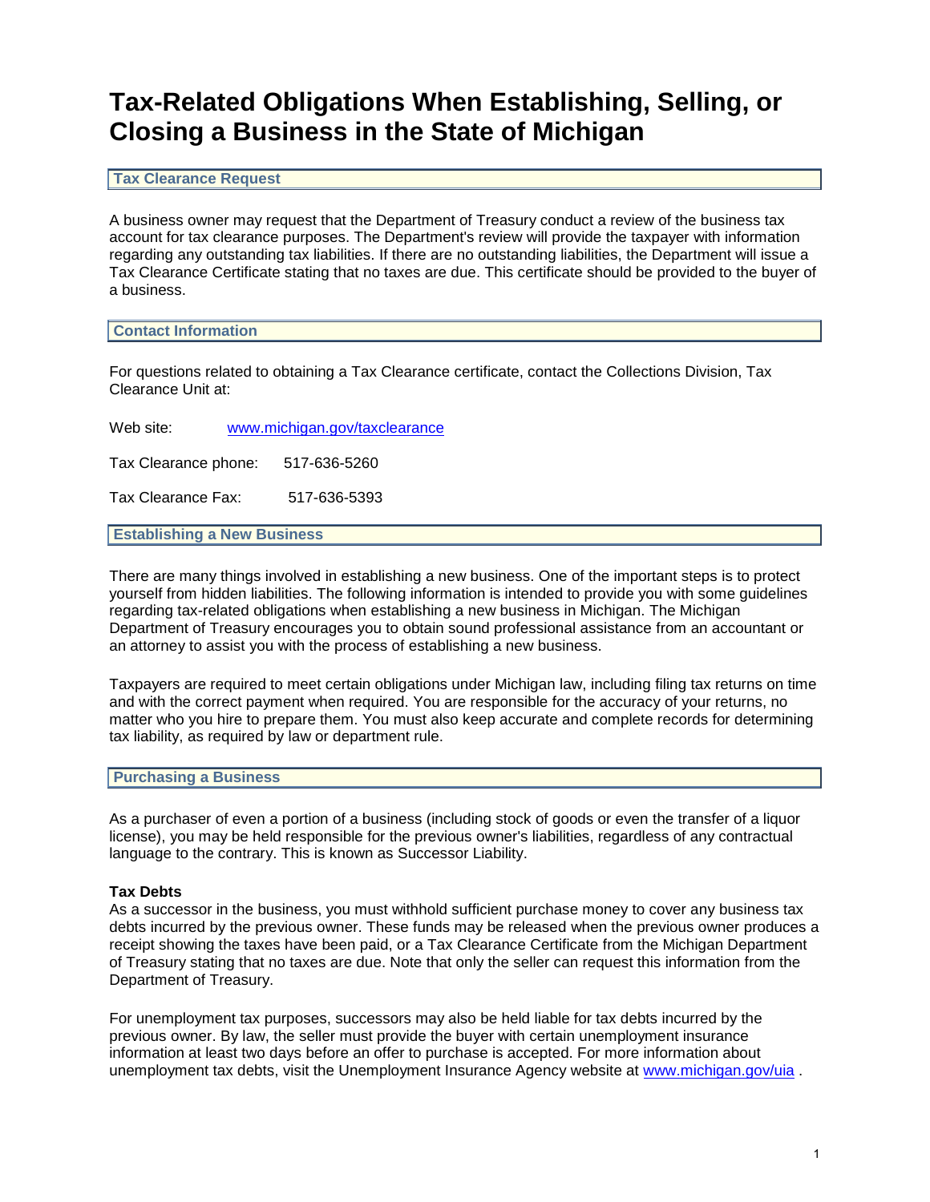# Tax-Related Obligations When Establishing, Selling, or Closing a Business in the State of Michigan

## Tax Clearance Request

A business owner may request that the Department of Treasury conduct a review of the business tax account for tax clearance purposes. The Department's review will provide the taxpayer with information regarding any outstanding tax liabilities. If there are no outstanding liabilities, the Department will issue a Tax Clearance Certificate stating that no taxes are due. This certificate should be provided to the buyer of a business.

## Contact Information

For questions related to obtaining a Tax Clearance certificate, contact the Collections Division, Tax Clearance Unit at:

Web site: www.michigan.gov/taxclearance

Tax Clearance phone: 517-636-5260

Tax Clearance Fax: 517-636-5393

## Establishing a New Business

There are many things involved in establishing a new business. One of the important steps is to protect yourself from hidden liabilities. The following information is intended to provide you with some guidelines regarding tax-related obligations when establishing a new business in Michigan. The Michigan Department of Treasury encourages you to obtain sound professional assistance from an accountant or an attorney to assist you with the process of establishing a new business.

Taxpayers are required to meet certain obligations under Michigan law, including filing tax returns on time and with the correct payment when required. You are responsible for the accuracy of your returns, no matter who you hire to prepare them. You must also keep accurate and complete records for determining tax liability, as required by law or department rule.

## Purchasing a Business

As a purchaser of even a portion of a business (including stock of goods or even the transfer of a liquor license), you may be held responsible for the previous owner's liabilities, regardless of any contractual language to the contrary. This is known as Successor Liability.

**Tax Debts**

As a successor in the business, you must withhold sufficient purchase money to cover any business tax debts incurred by the previous owner. These funds may be released when the previous owner produces a receipt showing the taxes have been paid, or a Tax Clearance Certificate from the Michigan Department of Treasury stating that no taxes are due. Note that only the seller can request this information from the Department of Treasury.

For unemployment tax purposes, successors may also be held liable for tax debts incurred by the previous owner. By law, the seller must provide the buyer with certain unemployment insurance information at least two days before an offer to purchase is accepted. For more information about unemployment tax debts, visit the Unemployment Insurance Agency website at www.michigan.gov/uia .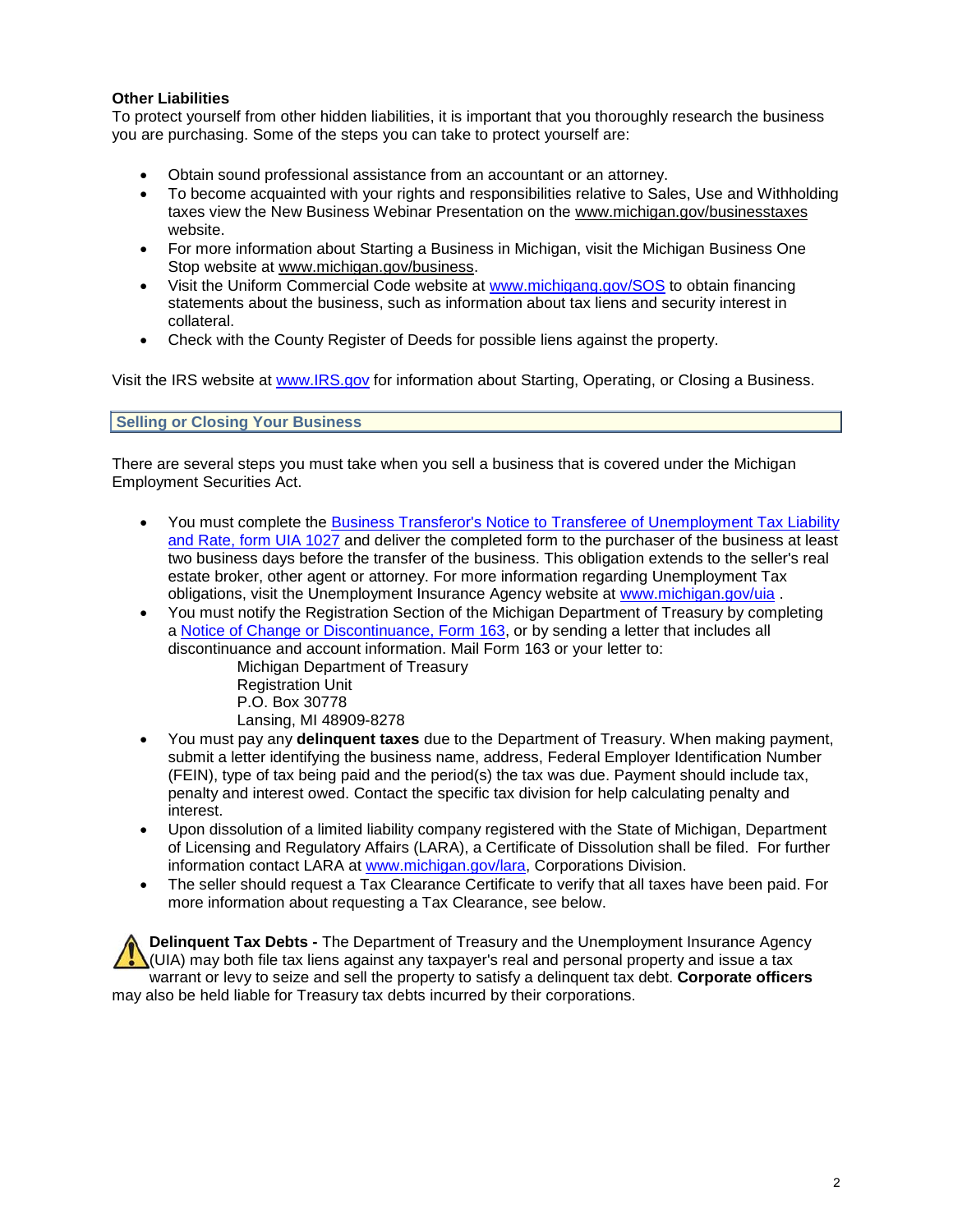### Other Liabilities

To protect yourself from other hidden liabilities, it is important that you thoroughly research the business you are purchasing. Some of the steps you can take to protect yourself are:

- Obtain sound professional assistance from an accountant or an attorney.
- To become acquainted with your rights and responsibilities relative to Sales, Use and Withholding taxes view the New Business Webinar Presentation on the www.michigan.gov/businesstaxes website.
- For more information about Starting a Business in Michigan, visit the Michigan Business One Stop website at www.michigan.gov/business.
- Visit the Uniform Commercial Code website at www.michigang.gov/SOS to obtain financing statements about the business, such as information about tax liens and security interest in collateral.
- Check with the County Register of Deeds for possible liens against the property.

Visit the IRS website at www.IRS.gov for information about Starting, Operating, or Closing a Business.

## Selling or Closing Your Business

There are several steps you must take when you sell a business that is covered under the Michigan Employment Securities Act.

- You must complete the Business Transferor's Notice to Transferee of Unemployment Tax Liability and Rate, form UIA 1027 and deliver the completed form to the purchaser of the business at least two business days before the transfer of the business. This obligation extends to the seller's real estate broker, other agent or attorney. For more information regarding Unemployment Tax obligations, visit the Unemployment Insurance Agency website at www.michigan.gov/uia .
- You must notify the Registration Section of the Michigan Department of Treasury by completing a Notice of Change or Discontinuance, Form 163, or by sending a letter that includes all discontinuance and account information. Mail Form 163 or your letter to:

  Michigan Department of Treasury
  Registration Unit
  P.O. Box 30778
  Lansing, MI 48909-8278
- You must pay any **delinquent taxes** due to the Department of Treasury. When making payment, submit a letter identifying the business name, address, Federal Employer Identification Number (FEIN), type of tax being paid and the period(s) the tax was due. Payment should include tax, penalty and interest owed. Contact the specific tax division for help calculating penalty and interest.
- Upon dissolution of a limited liability company registered with the State of Michigan, Department of Licensing and Regulatory Affairs (LARA), a Certificate of Dissolution shall be filed. For further information contact LARA at www.michigan.gov/lara, Corporations Division.
- The seller should request a Tax Clearance Certificate to verify that all taxes have been paid. For more information about requesting a Tax Clearance, see below.

**Delinquent Tax Debts -** The Department of Treasury and the Unemployment Insurance Agency (UIA) may both file tax liens against any taxpayer's real and personal property and issue a tax warrant or levy to seize and sell the property to satisfy a delinquent tax debt. **Corporate officers** may also be held liable for Treasury tax debts incurred by their corporations.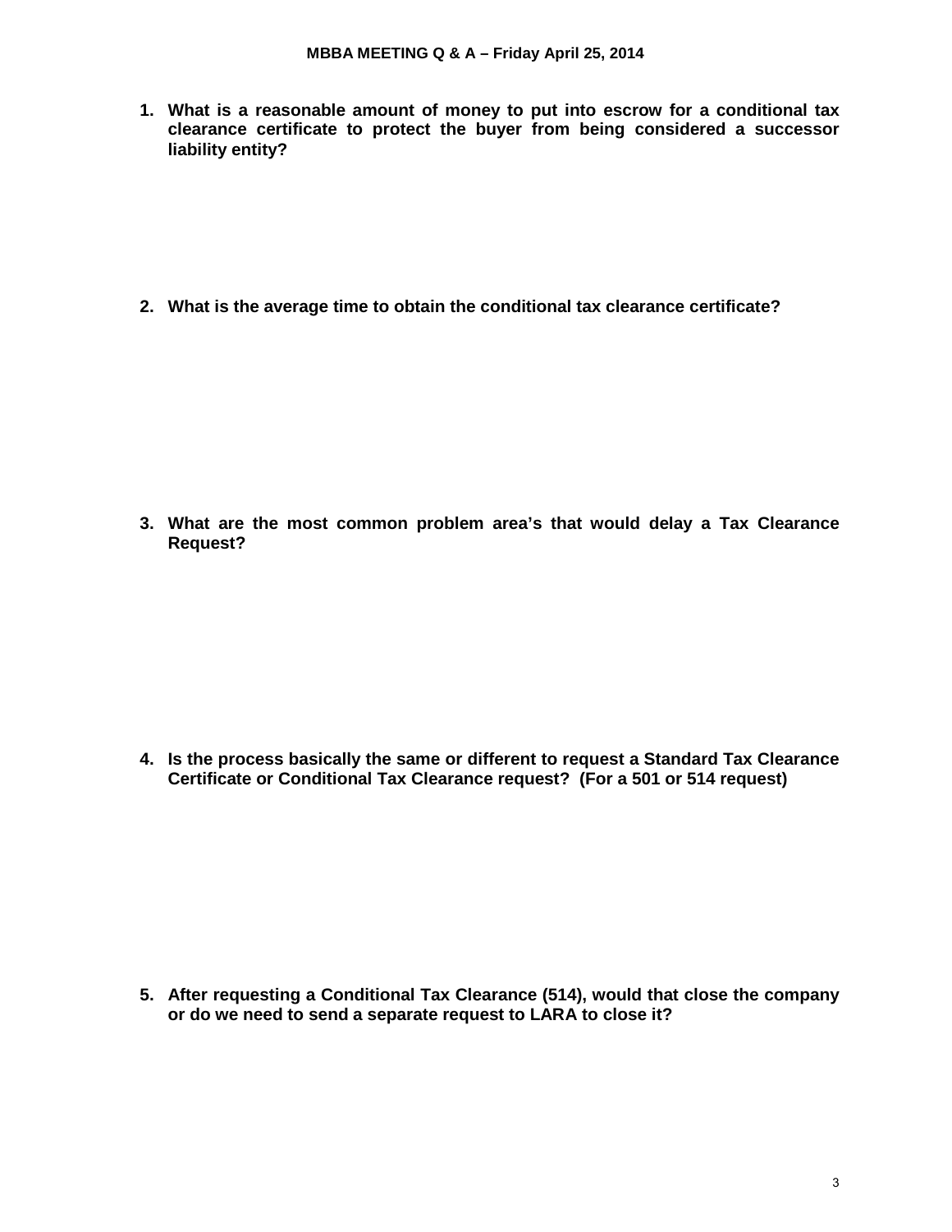**MBBA MEETING Q & A – Friday April 25, 2014**

1. **What is a reasonable amount of money to put into escrow for a conditional tax clearance certificate to protect the buyer from being considered a successor liability entity?**

2. **What is the average time to obtain the conditional tax clearance certificate?**

3. **What are the most common problem area's that would delay a Tax Clearance Request?**

4. **Is the process basically the same or different to request a Standard Tax Clearance Certificate or Conditional Tax Clearance request? (For a 501 or 514 request)**

5. **After requesting a Conditional Tax Clearance (514), would that close the company or do we need to send a separate request to LARA to close it?**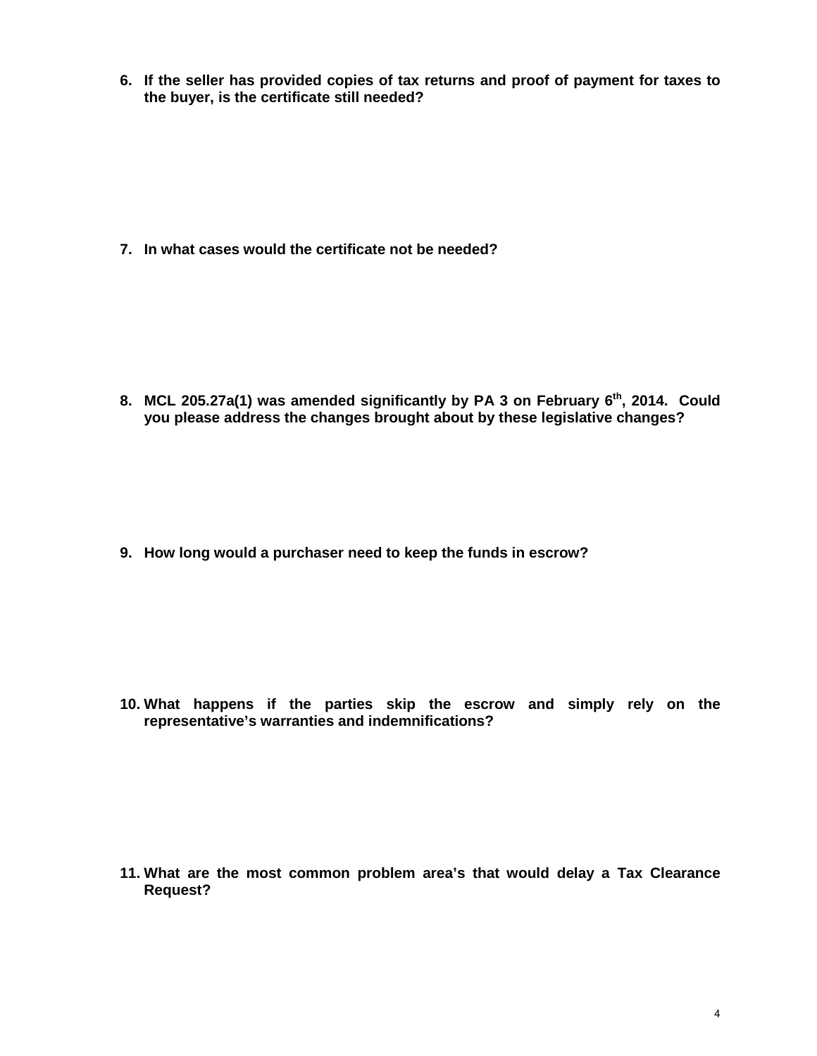6. **If the seller has provided copies of tax returns and proof of payment for taxes to the buyer, is the certificate still needed?**

7. **In what cases would the certificate not be needed?**

8. **MCL 205.27a(1) was amended significantly by PA 3 on February 6th, 2014. Could you please address the changes brought about by these legislative changes?**

9. **How long would a purchaser need to keep the funds in escrow?**

10. **What happens if the parties skip the escrow and simply rely on the representative's warranties and indemnifications?**

11. **What are the most common problem area's that would delay a Tax Clearance Request?**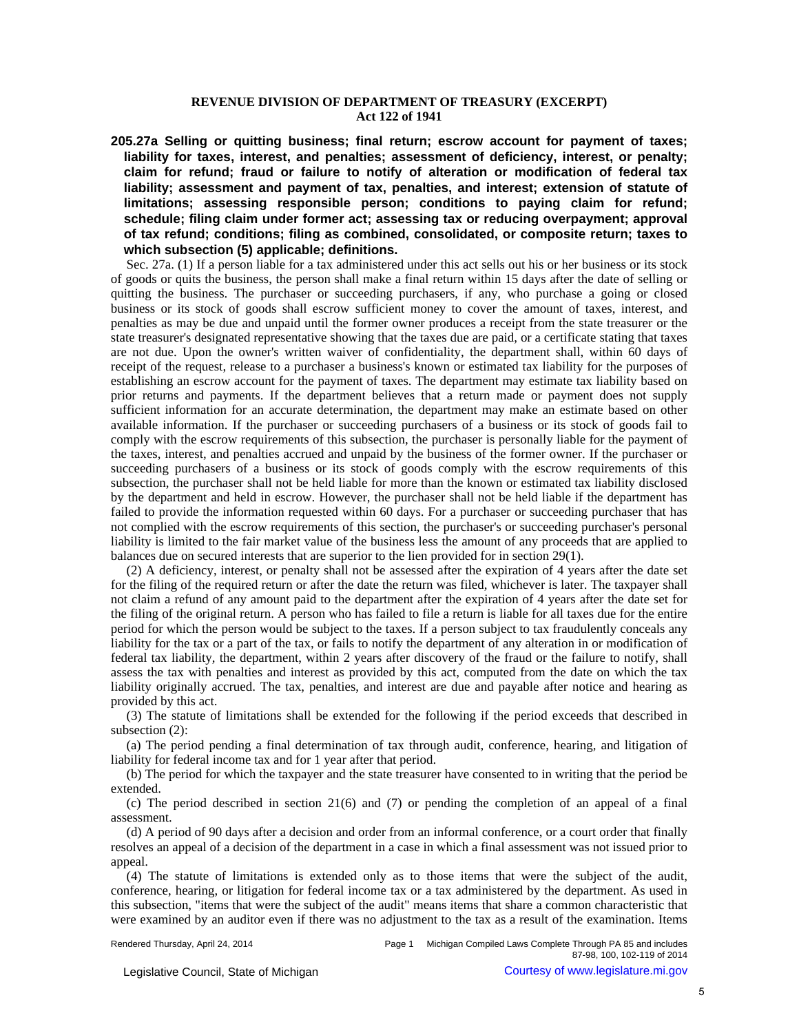**REVENUE DIVISION OF DEPARTMENT OF TREASURY (EXCERPT)**
**Act 122 of 1941**

**205.27a Selling or quitting business; final return; escrow account for payment of taxes; liability for taxes, interest, and penalties; assessment of deficiency, interest, or penalty; claim for refund; fraud or failure to notify of alteration or modification of federal tax liability; assessment and payment of tax, penalties, and interest; extension of statute of limitations; assessing responsible person; conditions to paying claim for refund; schedule; filing claim under former act; assessing tax or reducing overpayment; approval of tax refund; conditions; filing as combined, consolidated, or composite return; taxes to which subsection (5) applicable; definitions.**

Sec. 27a. (1) If a person liable for a tax administered under this act sells out his or her business or its stock of goods or quits the business, the person shall make a final return within 15 days after the date of selling or quitting the business. The purchaser or succeeding purchasers, if any, who purchase a going or closed business or its stock of goods shall escrow sufficient money to cover the amount of taxes, interest, and penalties as may be due and unpaid until the former owner produces a receipt from the state treasurer or the state treasurer's designated representative showing that the taxes due are paid, or a certificate stating that taxes are not due. Upon the owner's written waiver of confidentiality, the department shall, within 60 days of receipt of the request, release to a purchaser a business's known or estimated tax liability for the purposes of establishing an escrow account for the payment of taxes. The department may estimate tax liability based on prior returns and payments. If the department believes that a return made or payment does not supply sufficient information for an accurate determination, the department may make an estimate based on other available information. If the purchaser or succeeding purchasers of a business or its stock of goods fail to comply with the escrow requirements of this subsection, the purchaser is personally liable for the payment of the taxes, interest, and penalties accrued and unpaid by the business of the former owner. If the purchaser or succeeding purchasers of a business or its stock of goods comply with the escrow requirements of this subsection, the purchaser shall not be held liable for more than the known or estimated tax liability disclosed by the department and held in escrow. However, the purchaser shall not be held liable if the department has failed to provide the information requested within 60 days. For a purchaser or succeeding purchaser that has not complied with the escrow requirements of this section, the purchaser's or succeeding purchaser's personal liability is limited to the fair market value of the business less the amount of any proceeds that are applied to balances due on secured interests that are superior to the lien provided for in section 29(1).

(2) A deficiency, interest, or penalty shall not be assessed after the expiration of 4 years after the date set for the filing of the required return or after the date the return was filed, whichever is later. The taxpayer shall not claim a refund of any amount paid to the department after the expiration of 4 years after the date set for the filing of the original return. A person who has failed to file a return is liable for all taxes due for the entire period for which the person would be subject to the taxes. If a person subject to tax fraudulently conceals any liability for the tax or a part of the tax, or fails to notify the department of any alteration in or modification of federal tax liability, the department, within 2 years after discovery of the fraud or the failure to notify, shall assess the tax with penalties and interest as provided by this act, computed from the date on which the tax liability originally accrued. The tax, penalties, and interest are due and payable after notice and hearing as provided by this act.

(3) The statute of limitations shall be extended for the following if the period exceeds that described in subsection (2):

(a) The period pending a final determination of tax through audit, conference, hearing, and litigation of liability for federal income tax and for 1 year after that period.

(b) The period for which the taxpayer and the state treasurer have consented to in writing that the period be extended.

(c) The period described in section 21(6) and (7) or pending the completion of an appeal of a final assessment.

(d) A period of 90 days after a decision and order from an informal conference, or a court order that finally resolves an appeal of a decision of the department in a case in which a final assessment was not issued prior to appeal.

(4) The statute of limitations is extended only as to those items that were the subject of the audit, conference, hearing, or litigation for federal income tax or a tax administered by the department. As used in this subsection, "items that were the subject of the audit" means items that share a common characteristic that were examined by an auditor even if there was no adjustment to the tax as a result of the examination. Items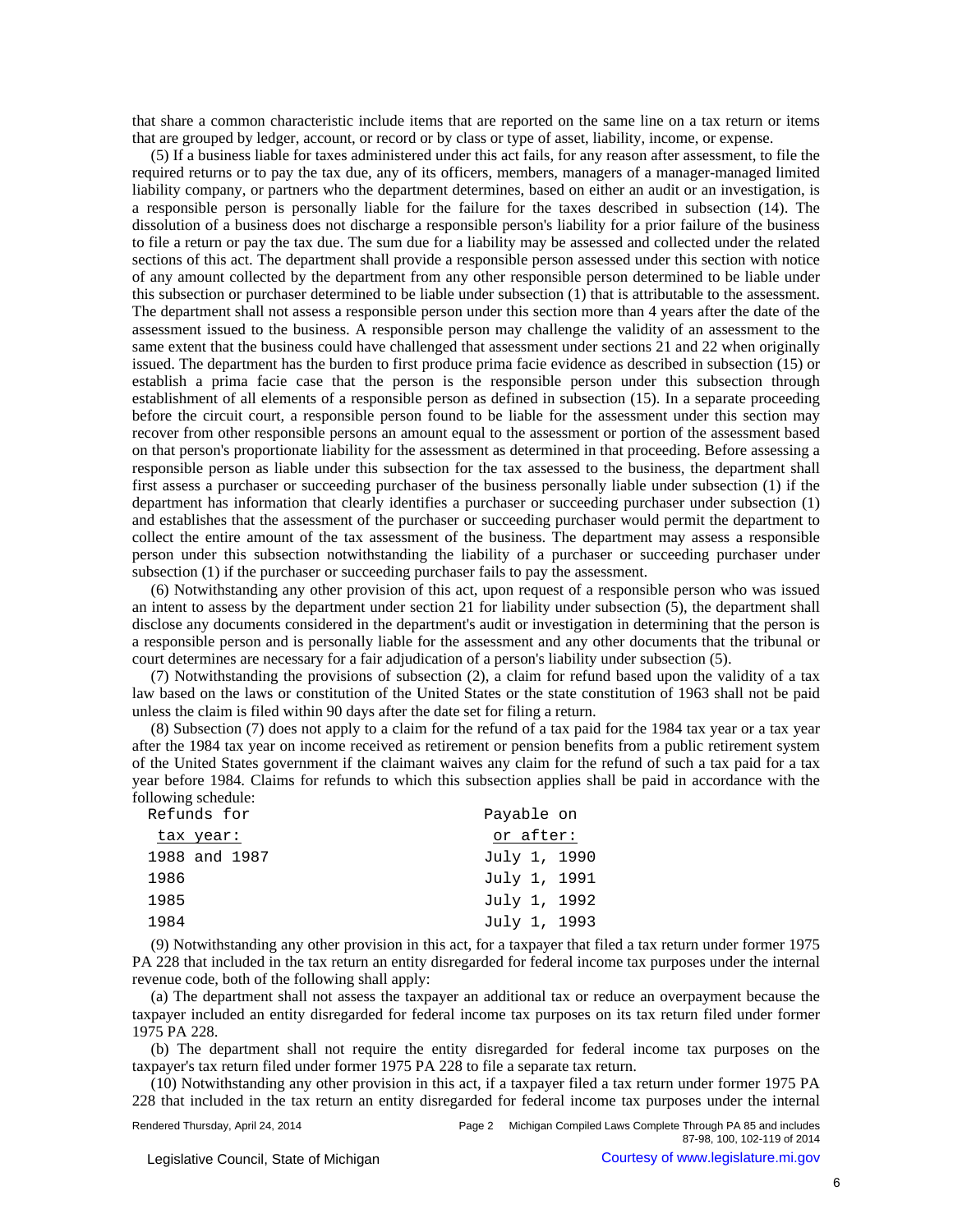that share a common characteristic include items that are reported on the same line on a tax return or items that are grouped by ledger, account, or record or by class or type of asset, liability, income, or expense.

(5) If a business liable for taxes administered under this act fails, for any reason after assessment, to file the required returns or to pay the tax due, any of its officers, members, managers of a manager-managed limited liability company, or partners who the department determines, based on either an audit or an investigation, is a responsible person is personally liable for the failure for the taxes described in subsection (14). The dissolution of a business does not discharge a responsible person's liability for a prior failure of the business to file a return or pay the tax due. The sum due for a liability may be assessed and collected under the related sections of this act. The department shall provide a responsible person assessed under this section with notice of any amount collected by the department from any other responsible person determined to be liable under this subsection or purchaser determined to be liable under subsection (1) that is attributable to the assessment. The department shall not assess a responsible person under this section more than 4 years after the date of the assessment issued to the business. A responsible person may challenge the validity of an assessment to the same extent that the business could have challenged that assessment under sections 21 and 22 when originally issued. The department has the burden to first produce prima facie evidence as described in subsection (15) or establish a prima facie case that the person is the responsible person under this subsection through establishment of all elements of a responsible person as defined in subsection (15). In a separate proceeding before the circuit court, a responsible person found to be liable for the assessment under this section may recover from other responsible persons an amount equal to the assessment or portion of the assessment based on that person's proportionate liability for the assessment as determined in that proceeding. Before assessing a responsible person as liable under this subsection for the tax assessed to the business, the department shall first assess a purchaser or succeeding purchaser of the business personally liable under subsection (1) if the department has information that clearly identifies a purchaser or succeeding purchaser under subsection (1) and establishes that the assessment of the purchaser or succeeding purchaser would permit the department to collect the entire amount of the tax assessment of the business. The department may assess a responsible person under this subsection notwithstanding the liability of a purchaser or succeeding purchaser under subsection (1) if the purchaser or succeeding purchaser fails to pay the assessment.

(6) Notwithstanding any other provision of this act, upon request of a responsible person who was issued an intent to assess by the department under section 21 for liability under subsection (5), the department shall disclose any documents considered in the department's audit or investigation in determining that the person is a responsible person and is personally liable for the assessment and any other documents that the tribunal or court determines are necessary for a fair adjudication of a person's liability under subsection (5).

(7) Notwithstanding the provisions of subsection (2), a claim for refund based upon the validity of a tax law based on the laws or constitution of the United States or the state constitution of 1963 shall not be paid unless the claim is filed within 90 days after the date set for filing a return.

(8) Subsection (7) does not apply to a claim for the refund of a tax paid for the 1984 tax year or a tax year after the 1984 tax year on income received as retirement or pension benefits from a public retirement system of the United States government if the claimant waives any claim for the refund of such a tax paid for a tax year before 1984. Claims for refunds to which this subsection applies shall be paid in accordance with the following schedule:

| Refunds for tax year: | Payable on or after: |
|---|---|
| 1988 and 1987 | July 1, 1990 |
| 1986 | July 1, 1991 |
| 1985 | July 1, 1992 |
| 1984 | July 1, 1993 |

(9) Notwithstanding any other provision in this act, for a taxpayer that filed a tax return under former 1975 PA 228 that included in the tax return an entity disregarded for federal income tax purposes under the internal revenue code, both of the following shall apply:

(a) The department shall not assess the taxpayer an additional tax or reduce an overpayment because the taxpayer included an entity disregarded for federal income tax purposes on its tax return filed under former 1975 PA 228.

(b) The department shall not require the entity disregarded for federal income tax purposes on the taxpayer's tax return filed under former 1975 PA 228 to file a separate tax return.

(10) Notwithstanding any other provision in this act, if a taxpayer filed a tax return under former 1975 PA 228 that included in the tax return an entity disregarded for federal income tax purposes under the internal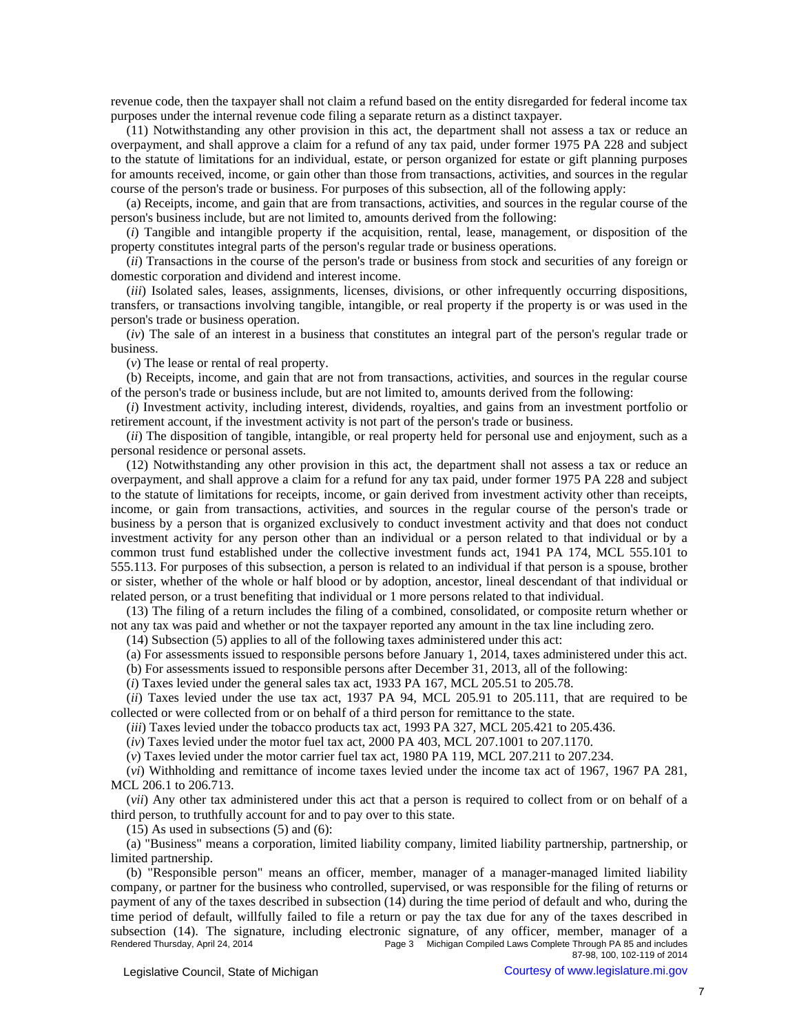revenue code, then the taxpayer shall not claim a refund based on the entity disregarded for federal income tax purposes under the internal revenue code filing a separate return as a distinct taxpayer.

(11) Notwithstanding any other provision in this act, the department shall not assess a tax or reduce an overpayment, and shall approve a claim for a refund of any tax paid, under former 1975 PA 228 and subject to the statute of limitations for an individual, estate, or person organized for estate or gift planning purposes for amounts received, income, or gain other than those from transactions, activities, and sources in the regular course of the person's trade or business. For purposes of this subsection, all of the following apply:

(a) Receipts, income, and gain that are from transactions, activities, and sources in the regular course of the person's business include, but are not limited to, amounts derived from the following:

(*i*) Tangible and intangible property if the acquisition, rental, lease, management, or disposition of the property constitutes integral parts of the person's regular trade or business operations.

(*ii*) Transactions in the course of the person's trade or business from stock and securities of any foreign or domestic corporation and dividend and interest income.

(*iii*) Isolated sales, leases, assignments, licenses, divisions, or other infrequently occurring dispositions, transfers, or transactions involving tangible, intangible, or real property if the property is or was used in the person's trade or business operation.

(*iv*) The sale of an interest in a business that constitutes an integral part of the person's regular trade or business.

(*v*) The lease or rental of real property.

(b) Receipts, income, and gain that are not from transactions, activities, and sources in the regular course of the person's trade or business include, but are not limited to, amounts derived from the following:

(*i*) Investment activity, including interest, dividends, royalties, and gains from an investment portfolio or retirement account, if the investment activity is not part of the person's trade or business.

(*ii*) The disposition of tangible, intangible, or real property held for personal use and enjoyment, such as a personal residence or personal assets.

(12) Notwithstanding any other provision in this act, the department shall not assess a tax or reduce an overpayment, and shall approve a claim for a refund for any tax paid, under former 1975 PA 228 and subject to the statute of limitations for receipts, income, or gain derived from investment activity other than receipts, income, or gain from transactions, activities, and sources in the regular course of the person's trade or business by a person that is organized exclusively to conduct investment activity and that does not conduct investment activity for any person other than an individual or a person related to that individual or by a common trust fund established under the collective investment funds act, 1941 PA 174, MCL 555.101 to 555.113. For purposes of this subsection, a person is related to an individual if that person is a spouse, brother or sister, whether of the whole or half blood or by adoption, ancestor, lineal descendant of that individual or related person, or a trust benefiting that individual or 1 more persons related to that individual.

(13) The filing of a return includes the filing of a combined, consolidated, or composite return whether or not any tax was paid and whether or not the taxpayer reported any amount in the tax line including zero.

(14) Subsection (5) applies to all of the following taxes administered under this act:

(a) For assessments issued to responsible persons before January 1, 2014, taxes administered under this act.

(b) For assessments issued to responsible persons after December 31, 2013, all of the following:

(*i*) Taxes levied under the general sales tax act, 1933 PA 167, MCL 205.51 to 205.78.

(*ii*) Taxes levied under the use tax act, 1937 PA 94, MCL 205.91 to 205.111, that are required to be collected or were collected from or on behalf of a third person for remittance to the state.

(*iii*) Taxes levied under the tobacco products tax act, 1993 PA 327, MCL 205.421 to 205.436.

(*iv*) Taxes levied under the motor fuel tax act, 2000 PA 403, MCL 207.1001 to 207.1170.

(*v*) Taxes levied under the motor carrier fuel tax act, 1980 PA 119, MCL 207.211 to 207.234.

(*vi*) Withholding and remittance of income taxes levied under the income tax act of 1967, 1967 PA 281, MCL 206.1 to 206.713.

(*vii*) Any other tax administered under this act that a person is required to collect from or on behalf of a third person, to truthfully account for and to pay over to this state.

(15) As used in subsections (5) and (6):

(a) "Business" means a corporation, limited liability company, limited liability partnership, partnership, or limited partnership.

(b) "Responsible person" means an officer, member, manager of a manager-managed limited liability company, or partner for the business who controlled, supervised, or was responsible for the filing of returns or payment of any of the taxes described in subsection (14) during the time period of default and who, during the time period of default, willfully failed to file a return or pay the tax due for any of the taxes described in subsection (14). The signature, including electronic signature, of any officer, member, manager of a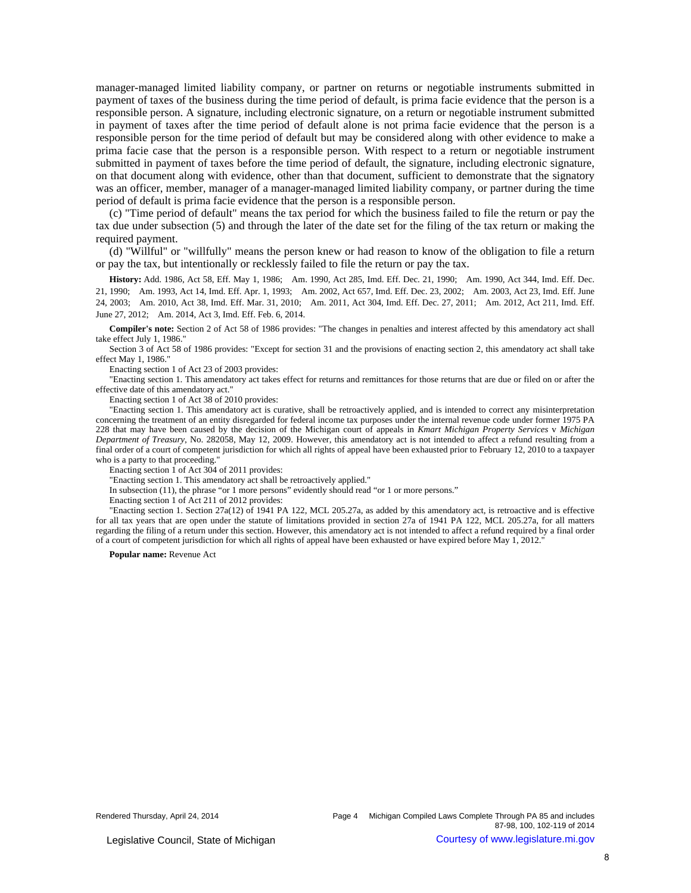manager-managed limited liability company, or partner on returns or negotiable instruments submitted in payment of taxes of the business during the time period of default, is prima facie evidence that the person is a responsible person. A signature, including electronic signature, on a return or negotiable instrument submitted in payment of taxes after the time period of default alone is not prima facie evidence that the person is a responsible person for the time period of default but may be considered along with other evidence to make a prima facie case that the person is a responsible person. With respect to a return or negotiable instrument submitted in payment of taxes before the time period of default, the signature, including electronic signature, on that document along with evidence, other than that document, sufficient to demonstrate that the signatory was an officer, member, manager of a manager-managed limited liability company, or partner during the time period of default is prima facie evidence that the person is a responsible person.

(c) "Time period of default" means the tax period for which the business failed to file the return or pay the tax due under subsection (5) and through the later of the date set for the filing of the tax return or making the required payment.

(d) "Willful" or "willfully" means the person knew or had reason to know of the obligation to file a return or pay the tax, but intentionally or recklessly failed to file the return or pay the tax.

**History:** Add. 1986, Act 58, Eff. May 1, 1986; Am. 1990, Act 285, Imd. Eff. Dec. 21, 1990; Am. 1990, Act 344, Imd. Eff. Dec. 21, 1990; Am. 1993, Act 14, Imd. Eff. Apr. 1, 1993; Am. 2002, Act 657, Imd. Eff. Dec. 23, 2002; Am. 2003, Act 23, Imd. Eff. June 24, 2003; Am. 2010, Act 38, Imd. Eff. Mar. 31, 2010; Am. 2011, Act 304, Imd. Eff. Dec. 27, 2011; Am. 2012, Act 211, Imd. Eff. June 27, 2012; Am. 2014, Act 3, Imd. Eff. Feb. 6, 2014.

**Compiler's note:** Section 2 of Act 58 of 1986 provides: "The changes in penalties and interest affected by this amendatory act shall take effect July 1, 1986."

Section 3 of Act 58 of 1986 provides: "Except for section 31 and the provisions of enacting section 2, this amendatory act shall take effect May 1, 1986."

Enacting section 1 of Act 23 of 2003 provides:

"Enacting section 1. This amendatory act takes effect for returns and remittances for those returns that are due or filed on or after the effective date of this amendatory act."

Enacting section 1 of Act 38 of 2010 provides:

"Enacting section 1. This amendatory act is curative, shall be retroactively applied, and is intended to correct any misinterpretation concerning the treatment of an entity disregarded for federal income tax purposes under the internal revenue code under former 1975 PA 228 that may have been caused by the decision of the Michigan court of appeals in *Kmart Michigan Property Services* v *Michigan Department of Treasury*, No. 282058, May 12, 2009. However, this amendatory act is not intended to affect a refund resulting from a final order of a court of competent jurisdiction for which all rights of appeal have been exhausted prior to February 12, 2010 to a taxpayer who is a party to that proceeding."

Enacting section 1 of Act 304 of 2011 provides:

"Enacting section 1. This amendatory act shall be retroactively applied."

In subsection (11), the phrase "or 1 more persons" evidently should read "or 1 or more persons."

Enacting section 1 of Act 211 of 2012 provides:

"Enacting section 1. Section 27a(12) of 1941 PA 122, MCL 205.27a, as added by this amendatory act, is retroactive and is effective for all tax years that are open under the statute of limitations provided in section 27a of 1941 PA 122, MCL 205.27a, for all matters regarding the filing of a return under this section. However, this amendatory act is not intended to affect a refund required by a final order of a court of competent jurisdiction for which all rights of appeal have been exhausted or have expired before May 1, 2012."

**Popular name:** Revenue Act